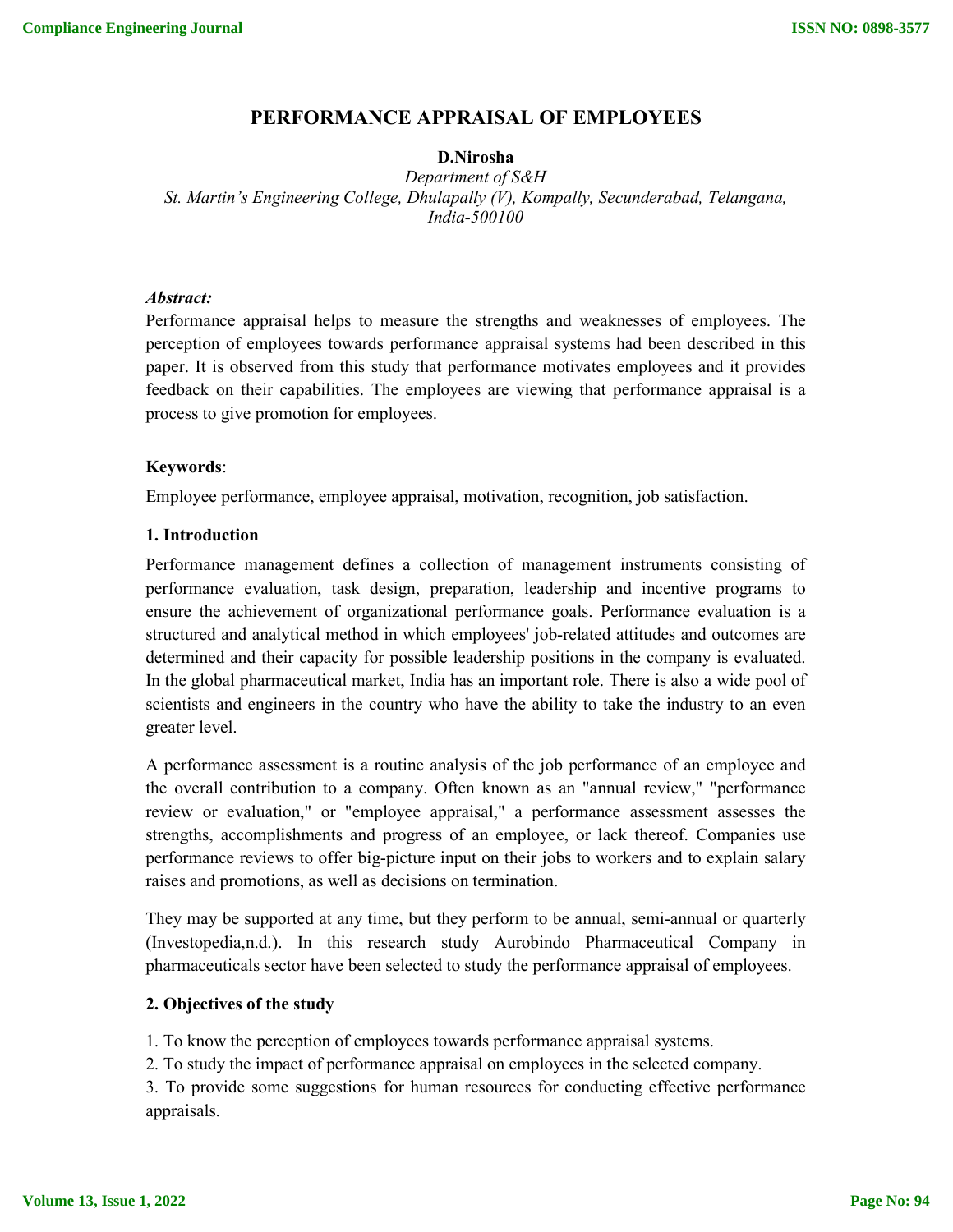# PERFORMANCE APPRAISAL OF EMPLOYEES

**D.Nirosha**

*Department of S&H*

*St. Martin's Engineering College, Dhulapally (V), Kompally, Secunderabad, Telangana, India-500100*

***Abstract:***

Performance appraisal helps to measure the strengths and weaknesses of employees. The perception of employees towards performance appraisal systems had been described in this paper. It is observed from this study that performance motivates employees and it provides feedback on their capabilities. The employees are viewing that performance appraisal is a process to give promotion for employees.

**Keywords**:

Employee performance, employee appraisal, motivation, recognition, job satisfaction.

## 1. Introduction

Performance management defines a collection of management instruments consisting of performance evaluation, task design, preparation, leadership and incentive programs to ensure the achievement of organizational performance goals. Performance evaluation is a structured and analytical method in which employees' job-related attitudes and outcomes are determined and their capacity for possible leadership positions in the company is evaluated. In the global pharmaceutical market, India has an important role. There is also a wide pool of scientists and engineers in the country who have the ability to take the industry to an even greater level.

A performance assessment is a routine analysis of the job performance of an employee and the overall contribution to a company. Often known as an "annual review," "performance review or evaluation," or "employee appraisal," a performance assessment assesses the strengths, accomplishments and progress of an employee, or lack thereof. Companies use performance reviews to offer big-picture input on their jobs to workers and to explain salary raises and promotions, as well as decisions on termination.

They may be supported at any time, but they perform to be annual, semi-annual or quarterly (Investopedia,n.d.). In this research study Aurobindo Pharmaceutical Company in pharmaceuticals sector have been selected to study the performance appraisal of employees.

## 2. Objectives of the study

1. To know the perception of employees towards performance appraisal systems.
2. To study the impact of performance appraisal on employees in the selected company.
3. To provide some suggestions for human resources for conducting effective performance appraisals.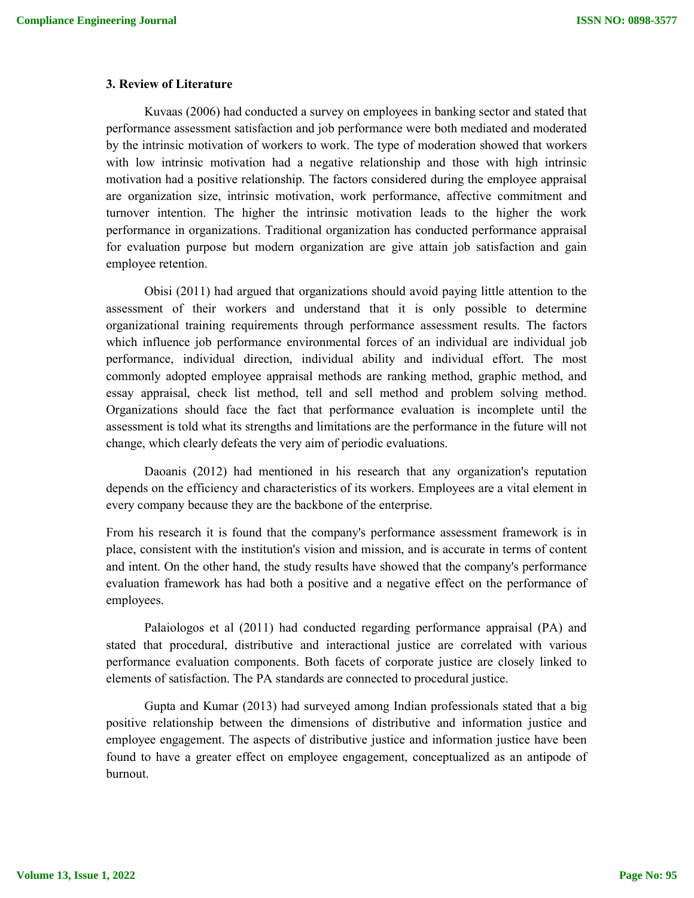### 3. Review of Literature

Kuvaas (2006) had conducted a survey on employees in banking sector and stated that performance assessment satisfaction and job performance were both mediated and moderated by the intrinsic motivation of workers to work. The type of moderation showed that workers with low intrinsic motivation had a negative relationship and those with high intrinsic motivation had a positive relationship. The factors considered during the employee appraisal are organization size, intrinsic motivation, work performance, affective commitment and turnover intention. The higher the intrinsic motivation leads to the higher the work performance in organizations. Traditional organization has conducted performance appraisal for evaluation purpose but modern organization are give attain job satisfaction and gain employee retention.

Obisi (2011) had argued that organizations should avoid paying little attention to the assessment of their workers and understand that it is only possible to determine organizational training requirements through performance assessment results. The factors which influence job performance environmental forces of an individual are individual job performance, individual direction, individual ability and individual effort. The most commonly adopted employee appraisal methods are ranking method, graphic method, and essay appraisal, check list method, tell and sell method and problem solving method. Organizations should face the fact that performance evaluation is incomplete until the assessment is told what its strengths and limitations are the performance in the future will not change, which clearly defeats the very aim of periodic evaluations.

Daoanis (2012) had mentioned in his research that any organization's reputation depends on the efficiency and characteristics of its workers. Employees are a vital element in every company because they are the backbone of the enterprise.

From his research it is found that the company's performance assessment framework is in place, consistent with the institution's vision and mission, and is accurate in terms of content and intent. On the other hand, the study results have showed that the company's performance evaluation framework has had both a positive and a negative effect on the performance of employees.

Palaiologos et al (2011) had conducted regarding performance appraisal (PA) and stated that procedural, distributive and interactional justice are correlated with various performance evaluation components. Both facets of corporate justice are closely linked to elements of satisfaction. The PA standards are connected to procedural justice.

Gupta and Kumar (2013) had surveyed among Indian professionals stated that a big positive relationship between the dimensions of distributive and information justice and employee engagement. The aspects of distributive justice and information justice have been found to have a greater effect on employee engagement, conceptualized as an antipode of burnout.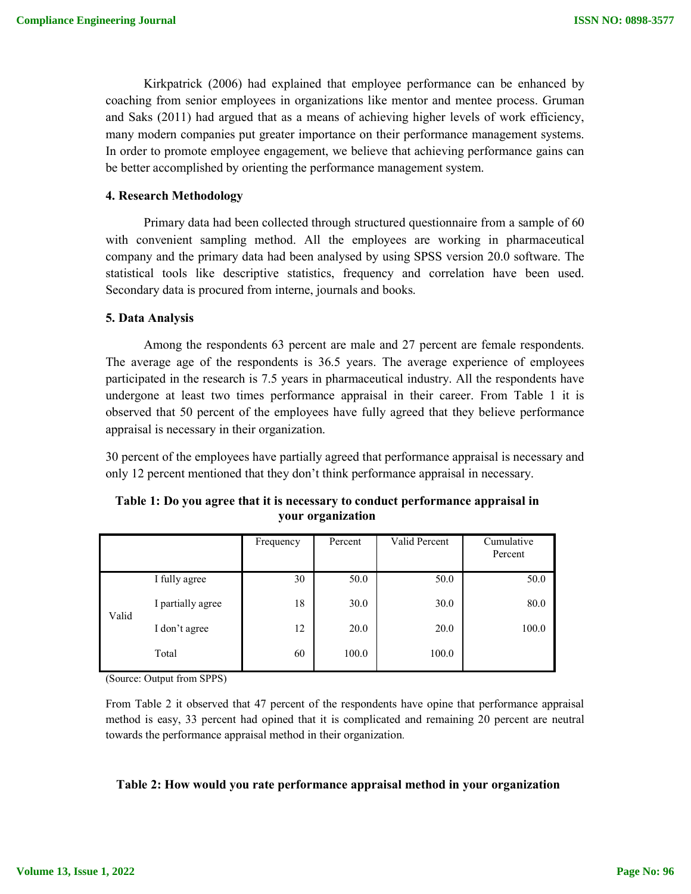Kirkpatrick (2006) had explained that employee performance can be enhanced by coaching from senior employees in organizations like mentor and mentee process. Gruman and Saks (2011) had argued that as a means of achieving higher levels of work efficiency, many modern companies put greater importance on their performance management systems. In order to promote employee engagement, we believe that achieving performance gains can be better accomplished by orienting the performance management system.

## 4. Research Methodology

Primary data had been collected through structured questionnaire from a sample of 60 with convenient sampling method. All the employees are working in pharmaceutical company and the primary data had been analysed by using SPSS version 20.0 software. The statistical tools like descriptive statistics, frequency and correlation have been used. Secondary data is procured from interne, journals and books.

## 5. Data Analysis

Among the respondents 63 percent are male and 27 percent are female respondents. The average age of the respondents is 36.5 years. The average experience of employees participated in the research is 7.5 years in pharmaceutical industry. All the respondents have undergone at least two times performance appraisal in their career. From Table 1 it is observed that 50 percent of the employees have fully agreed that they believe performance appraisal is necessary in their organization.

30 percent of the employees have partially agreed that performance appraisal is necessary and only 12 percent mentioned that they don't think performance appraisal in necessary.

**Table 1: Do you agree that it is necessary to conduct performance appraisal in your organization**

| | | Frequency | Percent | Valid Percent | Cumulative Percent |
|---|---|---|---|---|---|
| Valid | I fully agree | 30 | 50.0 | 50.0 | 50.0 |
| | I partially agree | 18 | 30.0 | 30.0 | 80.0 |
| | I don't agree | 12 | 20.0 | 20.0 | 100.0 |
| | Total | 60 | 100.0 | 100.0 | |

(Source: Output from SPPS)

From Table 2 it observed that 47 percent of the respondents have opine that performance appraisal method is easy, 33 percent had opined that it is complicated and remaining 20 percent are neutral towards the performance appraisal method in their organization.

**Table 2: How would you rate performance appraisal method in your organization**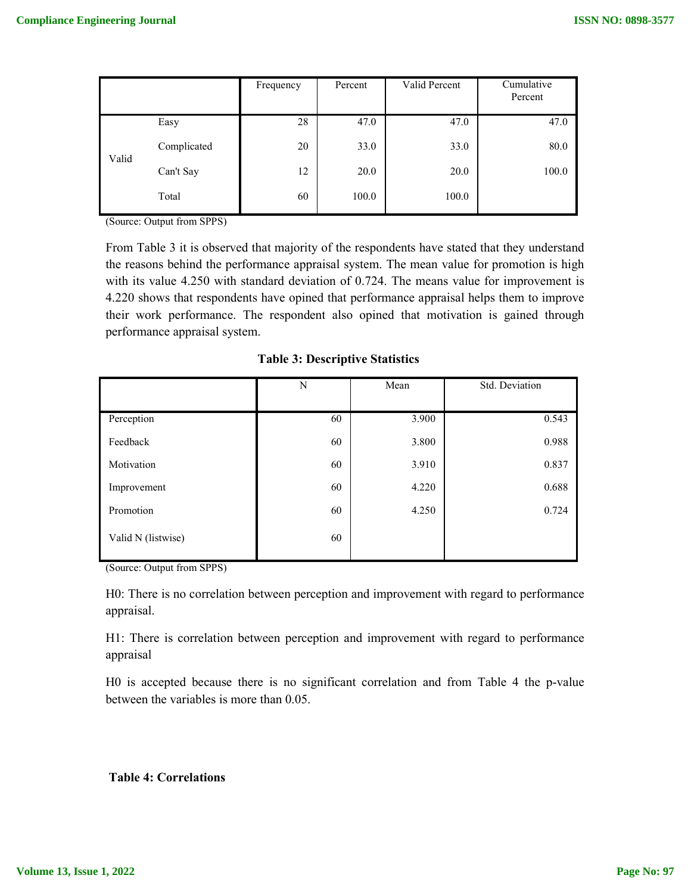| | | Frequency | Percent | Valid Percent | Cumulative Percent |
|---|---|---|---|---|---|
| Valid | Easy | 28 | 47.0 | 47.0 | 47.0 |
| | Complicated | 20 | 33.0 | 33.0 | 80.0 |
| | Can't Say | 12 | 20.0 | 20.0 | 100.0 |
| | Total | 60 | 100.0 | 100.0 | |

(Source: Output from SPPS)

From Table 3 it is observed that majority of the respondents have stated that they understand the reasons behind the performance appraisal system. The mean value for promotion is high with its value 4.250 with standard deviation of 0.724. The means value for improvement is 4.220 shows that respondents have opined that performance appraisal helps them to improve their work performance. The respondent also opined that motivation is gained through performance appraisal system.

**Table 3: Descriptive Statistics**

| | N | Mean | Std. Deviation |
|---|---|---|---|
| Perception | 60 | 3.900 | 0.543 |
| Feedback | 60 | 3.800 | 0.988 |
| Motivation | 60 | 3.910 | 0.837 |
| Improvement | 60 | 4.220 | 0.688 |
| Promotion | 60 | 4.250 | 0.724 |
| Valid N (listwise) | 60 | | |

(Source: Output from SPPS)

H0: There is no correlation between perception and improvement with regard to performance appraisal.

H1: There is correlation between perception and improvement with regard to performance appraisal

H0 is accepted because there is no significant correlation and from Table 4 the p-value between the variables is more than 0.05.

**Table 4: Correlations**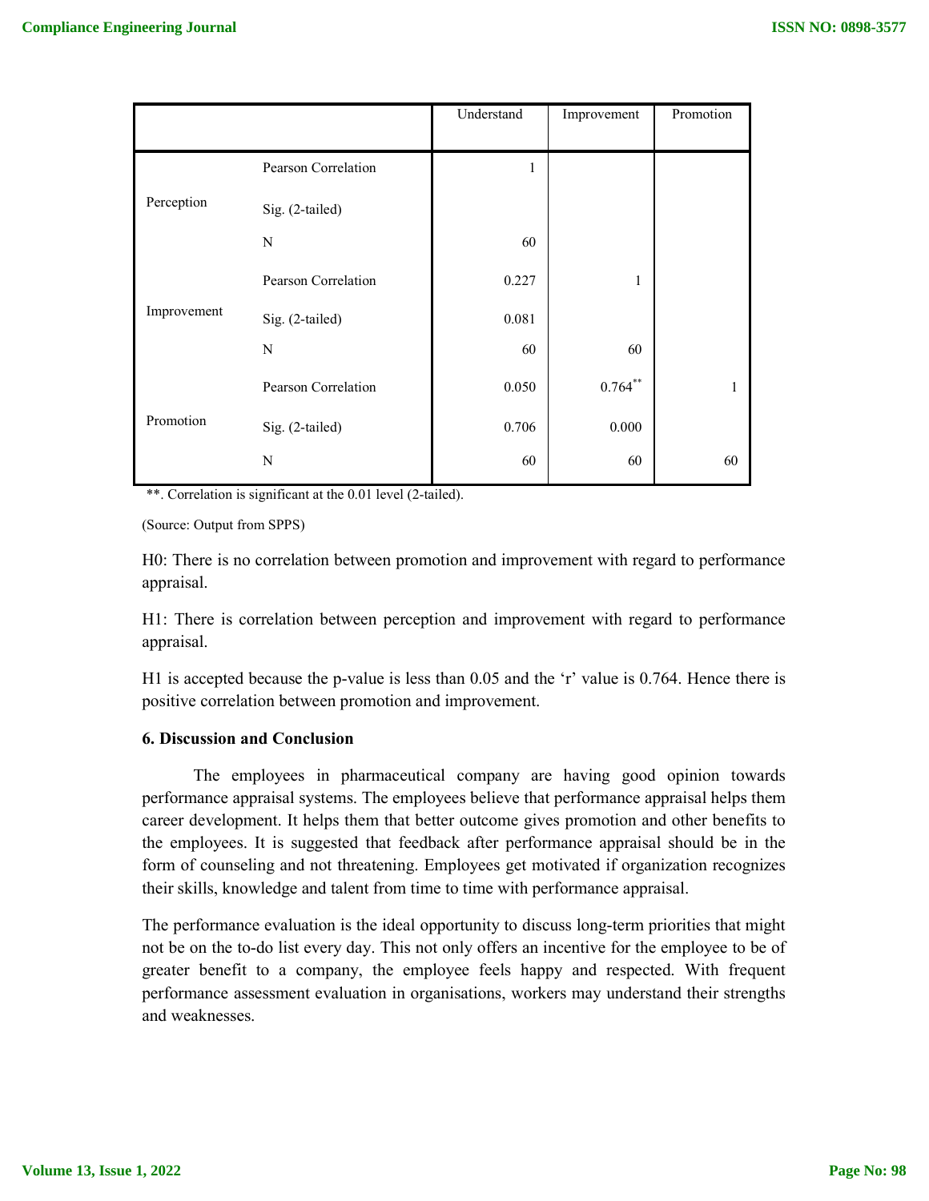| | | Understand | Improvement | Promotion |
|---|---|---|---|---|
| Perception | Pearson Correlation | 1 | | |
| | Sig. (2-tailed) | | | |
| | N | 60 | | |
| Improvement | Pearson Correlation | 0.227 | 1 | |
| | Sig. (2-tailed) | 0.081 | | |
| | N | 60 | 60 | |
| Promotion | Pearson Correlation | 0.050 | 0.764** | 1 |
| | Sig. (2-tailed) | 0.706 | 0.000 | |
| | N | 60 | 60 | 60 |

**. Correlation is significant at the 0.01 level (2-tailed).

(Source: Output from SPPS)

H0: There is no correlation between promotion and improvement with regard to performance appraisal.

H1: There is correlation between perception and improvement with regard to performance appraisal.

H1 is accepted because the p-value is less than 0.05 and the 'r' value is 0.764. Hence there is positive correlation between promotion and improvement.

### 6. Discussion and Conclusion

The employees in pharmaceutical company are having good opinion towards performance appraisal systems. The employees believe that performance appraisal helps them career development. It helps them that better outcome gives promotion and other benefits to the employees. It is suggested that feedback after performance appraisal should be in the form of counseling and not threatening. Employees get motivated if organization recognizes their skills, knowledge and talent from time to time with performance appraisal.

The performance evaluation is the ideal opportunity to discuss long-term priorities that might not be on the to-do list every day. This not only offers an incentive for the employee to be of greater benefit to a company, the employee feels happy and respected. With frequent performance assessment evaluation in organisations, workers may understand their strengths and weaknesses.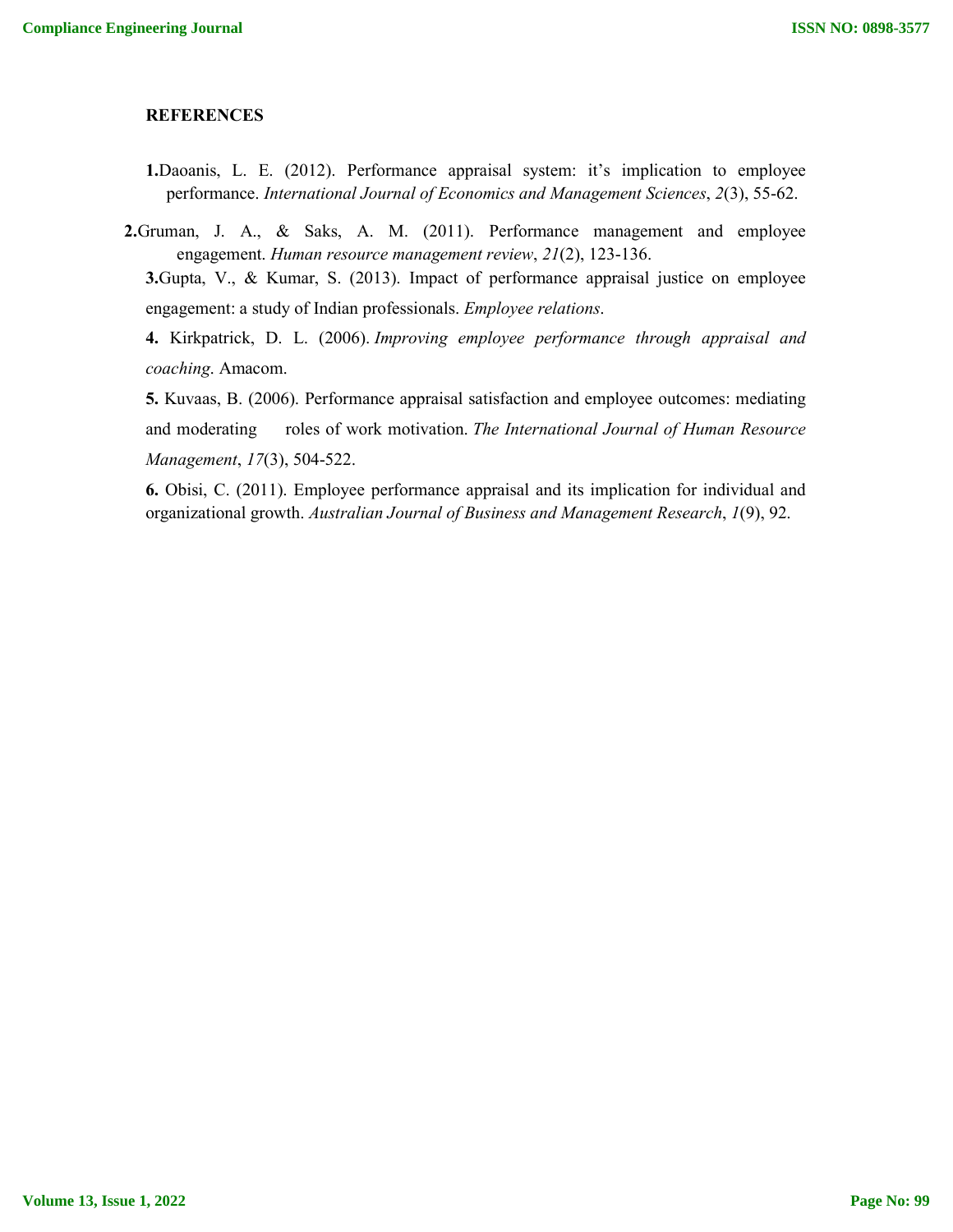**REFERENCES**

1. Daoanis, L. E. (2012). Performance appraisal system: it's implication to employee performance. *International Journal of Economics and Management Sciences*, *2*(3), 55-62.

2. Gruman, J. A., & Saks, A. M. (2011). Performance management and employee engagement. *Human resource management review*, *21*(2), 123-136.

3. Gupta, V., & Kumar, S. (2013). Impact of performance appraisal justice on employee engagement: a study of Indian professionals. *Employee relations*.

4. Kirkpatrick, D. L. (2006). *Improving employee performance through appraisal and coaching*. Amacom.

5. Kuvaas, B. (2006). Performance appraisal satisfaction and employee outcomes: mediating and moderating roles of work motivation. *The International Journal of Human Resource Management*, *17*(3), 504-522.

6. Obisi, C. (2011). Employee performance appraisal and its implication for individual and organizational growth. *Australian Journal of Business and Management Research*, *1*(9), 92.